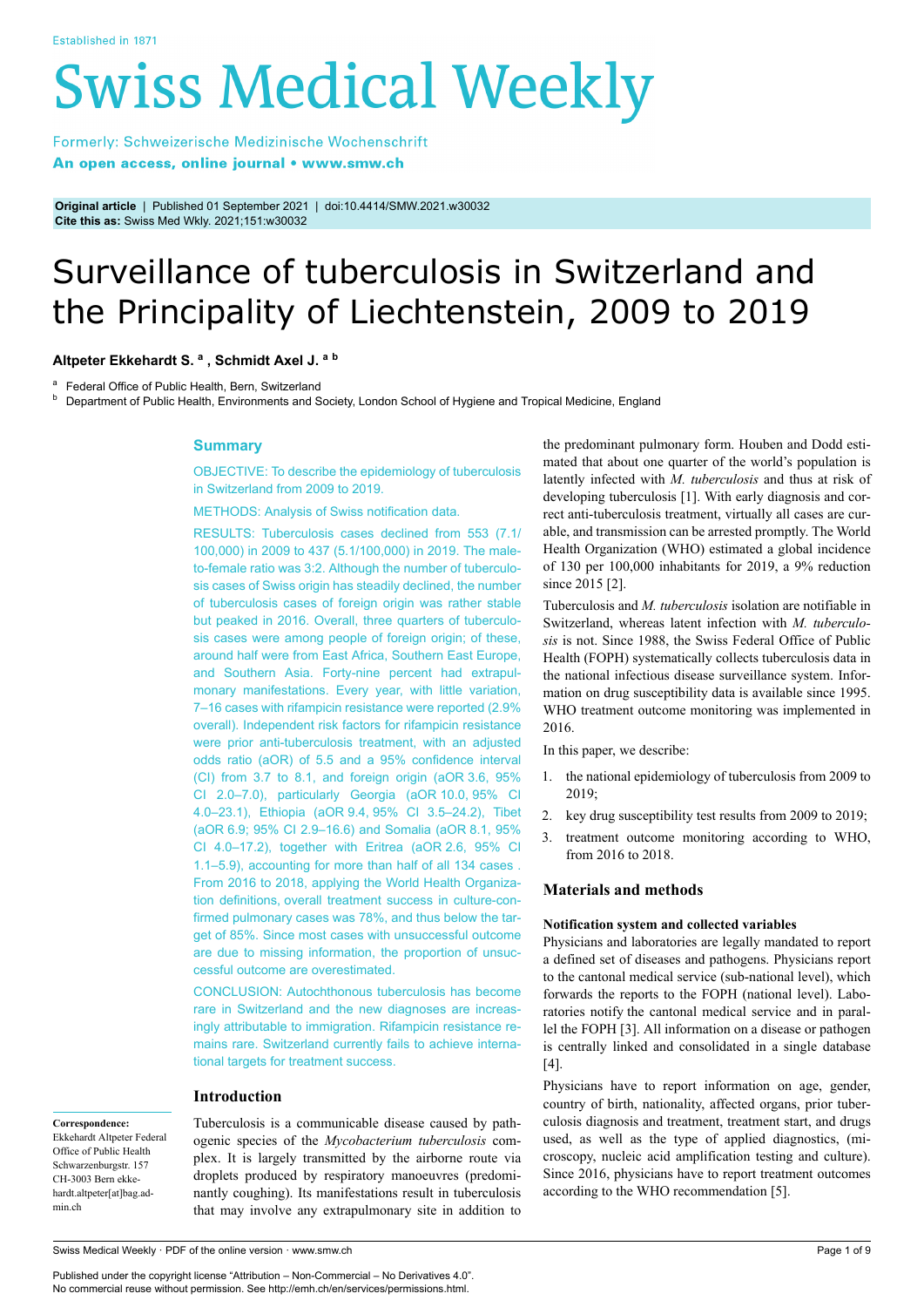Established in 1871

# Swiss Medical Weekly

Formerly: Schweizerische Medizinische Wochenschrift
**An open access, online journal • www.smw.ch**

**Original article** | Published 01 September 2021 | doi:10.4414/SMW.2021.w30032
**Cite this as:** Swiss Med Wkly. 2021;151:w30032

# Surveillance of tuberculosis in Switzerland and the Principality of Liechtenstein, 2009 to 2019

**Altpeter Ekkehardt S. [a] , Schmidt Axel J. [a b]**

[a] Federal Office of Public Health, Bern, Switzerland
[b] Department of Public Health, Environments and Society, London School of Hygiene and Tropical Medicine, England

## Summary

OBJECTIVE: To describe the epidemiology of tuberculosis in Switzerland from 2009 to 2019.

METHODS: Analysis of Swiss notification data.

RESULTS: Tuberculosis cases declined from 553 (7.1/100,000) in 2009 to 437 (5.1/100,000) in 2019. The male-to-female ratio was 3:2. Although the number of tuberculosis cases of Swiss origin has steadily declined, the number of tuberculosis cases of foreign origin was rather stable but peaked in 2016. Overall, three quarters of tuberculosis cases were among people of foreign origin; of these, around half were from East Africa, Southern East Europe, and Southern Asia. Forty-nine percent had extrapulmonary manifestations. Every year, with little variation, 7–16 cases with rifampicin resistance were reported (2.9% overall). Independent risk factors for rifampicin resistance were prior anti-tuberculosis treatment, with an adjusted odds ratio (aOR) of 5.5 and a 95% confidence interval (CI) from 3.7 to 8.1, and foreign origin (aOR 3.6, 95% CI 2.0–7.0), particularly Georgia (aOR 10.0, 95% CI 4.0–23.1), Ethiopia (aOR 9.4, 95% CI 3.5–24.2), Tibet (aOR 6.9; 95% CI 2.9–16.6) and Somalia (aOR 8.1, 95% CI 4.0–17.2), together with Eritrea (aOR 2.6, 95% CI 1.1–5.9), accounting for more than half of all 134 cases . From 2016 to 2018, applying the World Health Organization definitions, overall treatment success in culture-confirmed pulmonary cases was 78%, and thus below the target of 85%. Since most cases with unsuccessful outcome are due to missing information, the proportion of unsuccessful outcome are overestimated.

CONCLUSION: Autochthonous tuberculosis has become rare in Switzerland and the new diagnoses are increasingly attributable to immigration. Rifampicin resistance remains rare. Switzerland currently fails to achieve international targets for treatment success.

## Introduction

Tuberculosis is a communicable disease caused by pathogenic species of the *Mycobacterium tuberculosis* complex. It is largely transmitted by the airborne route via droplets produced by respiratory manoeuvres (predominantly coughing). Its manifestations result in tuberculosis that may involve any extrapulmonary site in addition to the predominant pulmonary form. Houben and Dodd estimated that about one quarter of the world's population is latently infected with *M. tuberculosis* and thus at risk of developing tuberculosis [1]. With early diagnosis and correct anti-tuberculosis treatment, virtually all cases are curable, and transmission can be arrested promptly. The World Health Organization (WHO) estimated a global incidence of 130 per 100,000 inhabitants for 2019, a 9% reduction since 2015 [2].

Tuberculosis and *M. tuberculosis* isolation are notifiable in Switzerland, whereas latent infection with *M. tuberculosis* is not. Since 1988, the Swiss Federal Office of Public Health (FOPH) systematically collects tuberculosis data in the national infectious disease surveillance system. Information on drug susceptibility data is available since 1995. WHO treatment outcome monitoring was implemented in 2016.

In this paper, we describe:

1. the national epidemiology of tuberculosis from 2009 to 2019;
2. key drug susceptibility test results from 2009 to 2019;
3. treatment outcome monitoring according to WHO, from 2016 to 2018.

## Materials and methods

### Notification system and collected variables

Physicians and laboratories are legally mandated to report a defined set of diseases and pathogens. Physicians report to the cantonal medical service (sub-national level), which forwards the reports to the FOPH (national level). Laboratories notify the cantonal medical service and in parallel the FOPH [3]. All information on a disease or pathogen is centrally linked and consolidated in a single database [4].

Physicians have to report information on age, gender, country of birth, nationality, affected organs, prior tuberculosis diagnosis and treatment, treatment start, and drugs used, as well as the type of applied diagnostics, (microscopy, nucleic acid amplification testing and culture). Since 2016, physicians have to report treatment outcomes according to the WHO recommendation [5].

**Correspondence:**
Ekkehardt Altpeter Federal Office of Public Health Schwarzenburgstr. 157 CH-3003 Bern ekkehardt.altpeter[at]bag.admin.ch

Published under the copyright license "Attribution – Non-Commercial – No Derivatives 4.0".
No commercial reuse without permission. See http://emh.ch/en/services/permissions.html.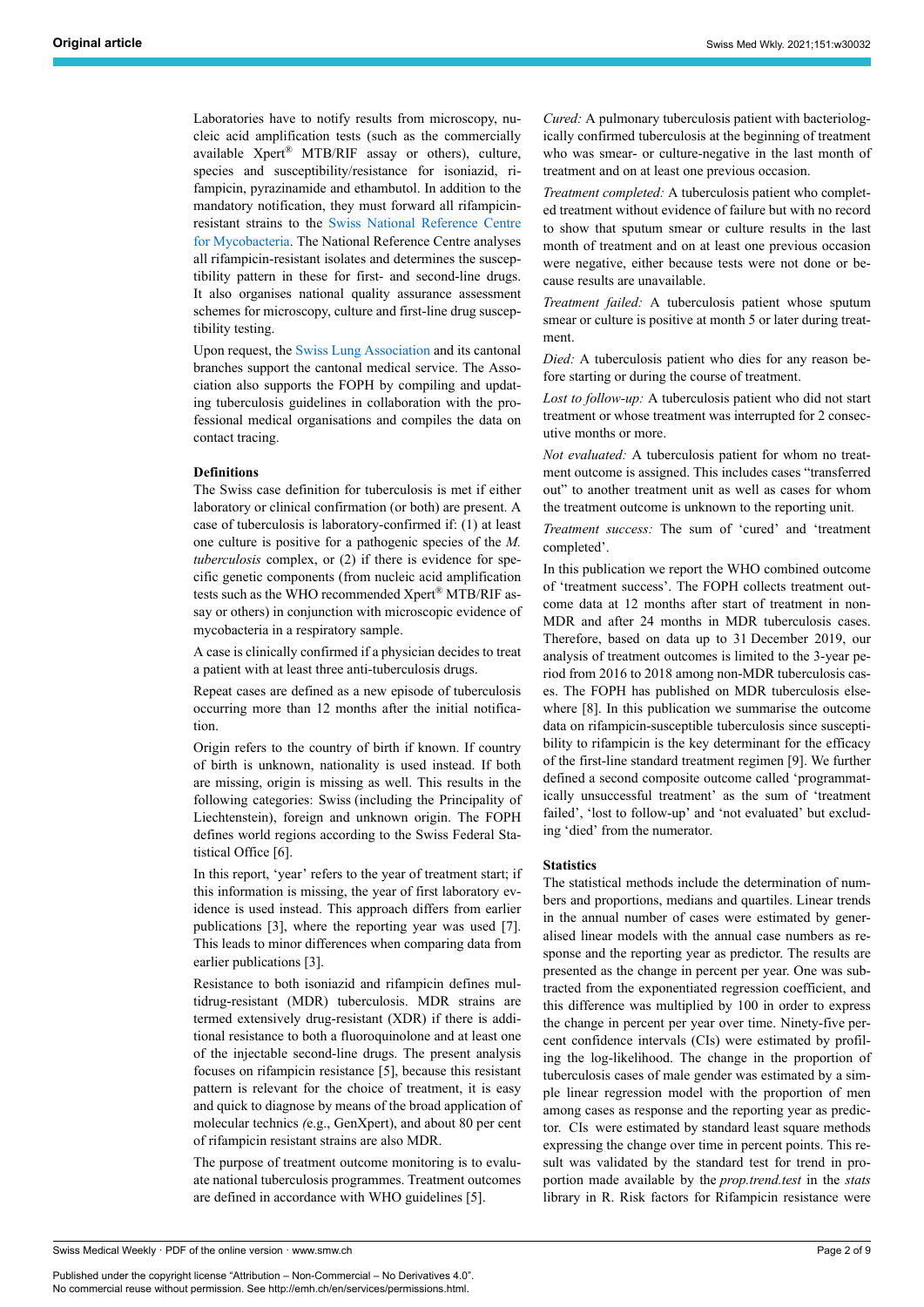Laboratories have to notify results from microscopy, nucleic acid amplification tests (such as the commercially available Xpert® MTB/RIF assay or others), culture, species and susceptibility/resistance for isoniazid, rifampicin, pyrazinamide and ethambutol. In addition to the mandatory notification, they must forward all rifampicin-resistant strains to the Swiss National Reference Centre for Mycobacteria. The National Reference Centre analyses all rifampicin-resistant isolates and determines the susceptibility pattern in these for first- and second-line drugs. It also organises national quality assurance assessment schemes for microscopy, culture and first-line drug susceptibility testing.

Upon request, the Swiss Lung Association and its cantonal branches support the cantonal medical service. The Association also supports the FOPH by compiling and updating tuberculosis guidelines in collaboration with the professional medical organisations and compiles the data on contact tracing.

**Definitions**

The Swiss case definition for tuberculosis is met if either laboratory or clinical confirmation (or both) are present. A case of tuberculosis is laboratory-confirmed if: (1) at least one culture is positive for a pathogenic species of the *M. tuberculosis* complex, or (2) if there is evidence for specific genetic components (from nucleic acid amplification tests such as the WHO recommended Xpert® MTB/RIF assay or others) in conjunction with microscopic evidence of mycobacteria in a respiratory sample.

A case is clinically confirmed if a physician decides to treat a patient with at least three anti-tuberculosis drugs.

Repeat cases are defined as a new episode of tuberculosis occurring more than 12 months after the initial notification.

Origin refers to the country of birth if known. If country of birth is unknown, nationality is used instead. If both are missing, origin is missing as well. This results in the following categories: Swiss (including the Principality of Liechtenstein), foreign and unknown origin. The FOPH defines world regions according to the Swiss Federal Statistical Office [6].

In this report, 'year' refers to the year of treatment start; if this information is missing, the year of first laboratory evidence is used instead. This approach differs from earlier publications [3], where the reporting year was used [7]. This leads to minor differences when comparing data from earlier publications [3].

Resistance to both isoniazid and rifampicin defines multidrug-resistant (MDR) tuberculosis. MDR strains are termed extensively drug-resistant (XDR) if there is additional resistance to both a fluoroquinolone and at least one of the injectable second-line drugs. The present analysis focuses on rifampicin resistance [5], because this resistant pattern is relevant for the choice of treatment, it is easy and quick to diagnose by means of the broad application of molecular technics *(*e.g., GenXpert), and about 80 per cent of rifampicin resistant strains are also MDR.

The purpose of treatment outcome monitoring is to evaluate national tuberculosis programmes. Treatment outcomes are defined in accordance with WHO guidelines [5].

*Cured:* A pulmonary tuberculosis patient with bacteriologically confirmed tuberculosis at the beginning of treatment who was smear- or culture-negative in the last month of treatment and on at least one previous occasion.

*Treatment completed:* A tuberculosis patient who completed treatment without evidence of failure but with no record to show that sputum smear or culture results in the last month of treatment and on at least one previous occasion were negative, either because tests were not done or because results are unavailable.

*Treatment failed:* A tuberculosis patient whose sputum smear or culture is positive at month 5 or later during treatment.

*Died:* A tuberculosis patient who dies for any reason before starting or during the course of treatment.

*Lost to follow-up:* A tuberculosis patient who did not start treatment or whose treatment was interrupted for 2 consecutive months or more.

*Not evaluated:* A tuberculosis patient for whom no treatment outcome is assigned. This includes cases "transferred out" to another treatment unit as well as cases for whom the treatment outcome is unknown to the reporting unit.

*Treatment success:* The sum of 'cured' and 'treatment completed'.

In this publication we report the WHO combined outcome of 'treatment success'. The FOPH collects treatment outcome data at 12 months after start of treatment in non-MDR and after 24 months in MDR tuberculosis cases. Therefore, based on data up to 31 December 2019, our analysis of treatment outcomes is limited to the 3-year period from 2016 to 2018 among non-MDR tuberculosis cases. The FOPH has published on MDR tuberculosis elsewhere [8]. In this publication we summarise the outcome data on rifampicin-susceptible tuberculosis since susceptibility to rifampicin is the key determinant for the efficacy of the first-line standard treatment regimen [9]. We further defined a second composite outcome called 'programmatically unsuccessful treatment' as the sum of 'treatment failed', 'lost to follow-up' and 'not evaluated' but excluding 'died' from the numerator.

**Statistics**

The statistical methods include the determination of numbers and proportions, medians and quartiles. Linear trends in the annual number of cases were estimated by generalised linear models with the annual case numbers as response and the reporting year as predictor. The results are presented as the change in percent per year. One was subtracted from the exponentiated regression coefficient, and this difference was multiplied by 100 in order to express the change in percent per year over time. Ninety-five percent confidence intervals (CIs) were estimated by profiling the log-likelihood. The change in the proportion of tuberculosis cases of male gender was estimated by a simple linear regression model with the proportion of men among cases as response and the reporting year as predictor. CIs were estimated by standard least square methods expressing the change over time in percent points. This result was validated by the standard test for trend in proportion made available by the *prop.trend.test* in the *stats* library in R. Risk factors for Rifampicin resistance were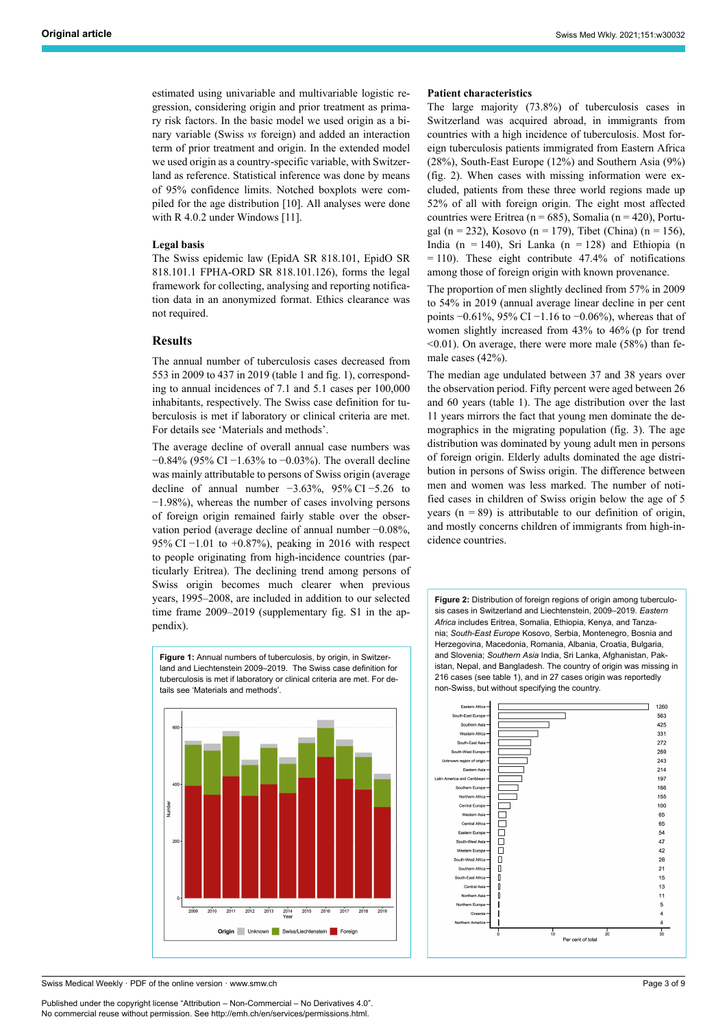estimated using univariable and multivariable logistic regression, considering origin and prior treatment as primary risk factors. In the basic model we used origin as a binary variable (Swiss *vs* foreign) and added an interaction term of prior treatment and origin. In the extended model we used origin as a country-specific variable, with Switzerland as reference. Statistical inference was done by means of 95% confidence limits. Notched boxplots were compiled for the age distribution [10]. All analyses were done with R 4.0.2 under Windows [11].

### Legal basis

The Swiss epidemic law (EpidA SR 818.101, EpidO SR 818.101.1 FPHA-ORD SR 818.101.126), forms the legal framework for collecting, analysing and reporting notification data in an anonymized format. Ethics clearance was not required.

## Results

The annual number of tuberculosis cases decreased from 553 in 2009 to 437 in 2019 (table 1 and fig. 1), corresponding to annual incidences of 7.1 and 5.1 cases per 100,000 inhabitants, respectively. The Swiss case definition for tuberculosis is met if laboratory or clinical criteria are met. For details see 'Materials and methods'.

The average decline of overall annual case numbers was −0.84% (95% CI −1.63% to −0.03%). The overall decline was mainly attributable to persons of Swiss origin (average decline of annual number −3.63%, 95% CI −5.26 to −1.98%), whereas the number of cases involving persons of foreign origin remained fairly stable over the observation period (average decline of annual number −0.08%, 95% CI −1.01 to +0.87%), peaking in 2016 with respect to people originating from high-incidence countries (particularly Eritrea). The declining trend among persons of Swiss origin becomes much clearer when previous years, 1995–2008, are included in addition to our selected time frame 2009–2019 (supplementary fig. S1 in the appendix).

**Figure 1:** Annual numbers of tuberculosis, by origin, in Switzerland and Liechtenstein 2009–2019. The Swiss case definition for tuberculosis is met if laboratory or clinical criteria are met. For details see 'Materials and methods'.

Number
0
200
400
600
2009 2010 2011 2012 2013 2014 2015 2016 2017 2018 2019
Year
Origin Unknown Swiss/Liechtenstein Foreign

### Patient characteristics

The large majority (73.8%) of tuberculosis cases in Switzerland was acquired abroad, in immigrants from countries with a high incidence of tuberculosis. Most foreign tuberculosis patients immigrated from Eastern Africa (28%), South-East Europe (12%) and Southern Asia (9%) (fig. 2). When cases with missing information were excluded, patients from these three world regions made up 52% of all with foreign origin. The eight most affected countries were Eritrea (n = 685), Somalia (n = 420), Portugal (n = 232), Kosovo (n = 179), Tibet (China) (n = 156), India (n = 140), Sri Lanka (n = 128) and Ethiopia (n = 110). These eight contribute 47.4% of notifications among those of foreign origin with known provenance.

The proportion of men slightly declined from 57% in 2009 to 54% in 2019 (annual average linear decline in per cent points −0.61%, 95% CI −1.16 to −0.06%), whereas that of women slightly increased from 43% to 46% (p for trend <0.01). On average, there were more male (58%) than female cases (42%).

The median age undulated between 37 and 38 years over the observation period. Fifty percent were aged between 26 and 60 years (table 1). The age distribution over the last 11 years mirrors the fact that young men dominate the demographics in the migrating population (fig. 3). The age distribution was dominated by young adult men in persons of foreign origin. Elderly adults dominated the age distribution in persons of Swiss origin. The difference between men and women was less marked. The number of notified cases in children of Swiss origin below the age of 5 years (n = 89) is attributable to our definition of origin, and mostly concerns children of immigrants from high-incidence countries.

**Figure 2:** Distribution of foreign regions of origin among tuberculosis cases in Switzerland and Liechtenstein, 2009–2019. *Eastern Africa* includes Eritrea, Somalia, Ethiopia, Kenya, and Tanzania; *South-East Europe* Kosovo, Serbia, Montenegro, Bosnia and Herzegovina, Macedonia, Romania, Albania, Croatia, Bulgaria, and Slovenia; *Southern Asia* India, Sri Lanka, Afghanistan, Pakistan, Nepal, and Bangladesh. The country of origin was missing in 216 cases (see table 1), and in 27 cases origin was reportedly non-Swiss, but without specifying the country.

Eastern Africa 1260
South-East Europe 563
Southern Asia 425
Western Africa 331
South-East Asia 272
South-West Europe 269
Unknown region of origin 243
Eastern Asia 214
Latin America and Caribbean 197
Southern Europe 166
Northern Africa 155
Central Europe 100
Western Asia 65
Central Africa 65
Eastern Europe 54
South-West Asia 47
Western Europe 42
South-West Africa 28
Southern Africa 21
South-East Africa 15
Central Asia 13
Northern Asia 11
Northern Europe 5
Oceania 4
Northern America 4
0 10 20 30
Per cent of total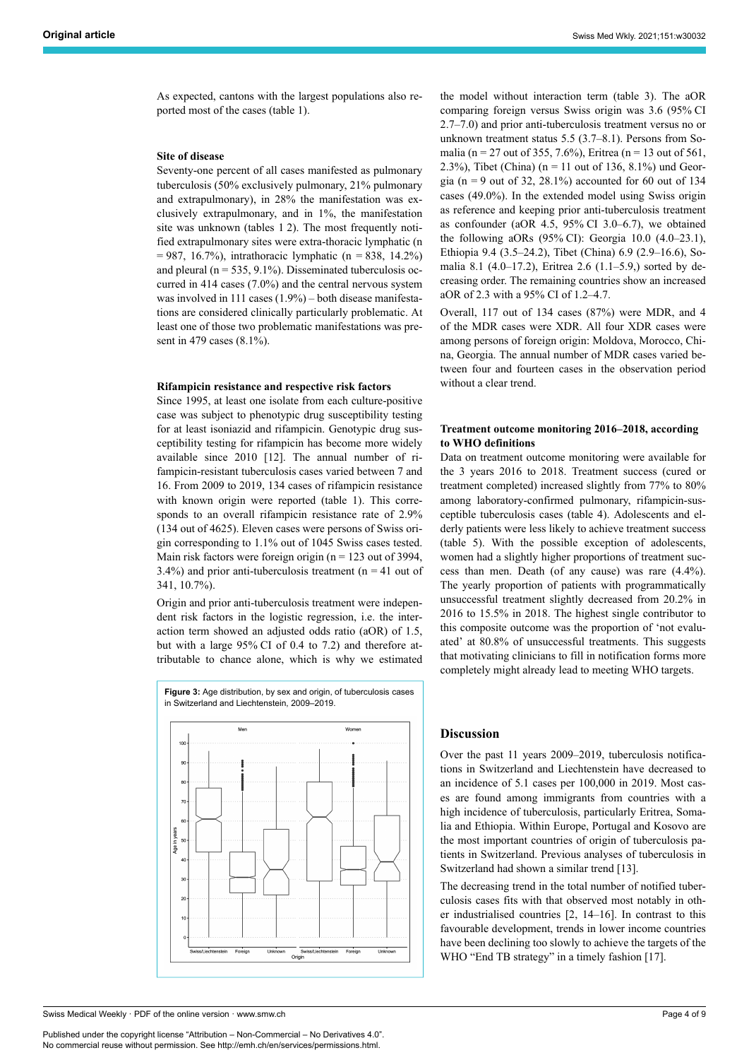As expected, cantons with the largest populations also reported most of the cases (table 1).

### Site of disease

Seventy-one percent of all cases manifested as pulmonary tuberculosis (50% exclusively pulmonary, 21% pulmonary and extrapulmonary), in 28% the manifestation was exclusively extrapulmonary, and in 1%, the manifestation site was unknown (tables 1 2). The most frequently notified extrapulmonary sites were extra-thoracic lymphatic (n = 987, 16.7%), intrathoracic lymphatic (n = 838, 14.2%) and pleural (n = 535, 9.1%). Disseminated tuberculosis occurred in 414 cases (7.0%) and the central nervous system was involved in 111 cases (1.9%) – both disease manifestations are considered clinically particularly problematic. At least one of those two problematic manifestations was present in 479 cases (8.1%).

### Rifampicin resistance and respective risk factors

Since 1995, at least one isolate from each culture-positive case was subject to phenotypic drug susceptibility testing for at least isoniazid and rifampicin. Genotypic drug susceptibility testing for rifampicin has become more widely available since 2010 [12]. The annual number of rifampicin-resistant tuberculosis cases varied between 7 and 16. From 2009 to 2019, 134 cases of rifampicin resistance with known origin were reported (table 1). This corresponds to an overall rifampicin resistance rate of 2.9% (134 out of 4625). Eleven cases were persons of Swiss origin corresponding to 1.1% out of 1045 Swiss cases tested. Main risk factors were foreign origin (n = 123 out of 3994, 3.4%) and prior anti-tuberculosis treatment (n = 41 out of 341, 10.7%).

Origin and prior anti-tuberculosis treatment were independent risk factors in the logistic regression, i.e. the interaction term showed an adjusted odds ratio (aOR) of 1.5, but with a large 95% CI of 0.4 to 7.2) and therefore attributable to chance alone, which is why we estimated the model without interaction term (table 3). The aOR comparing foreign versus Swiss origin was 3.6 (95% CI 2.7–7.0) and prior anti-tuberculosis treatment versus no or unknown treatment status 5.5 (3.7–8.1). Persons from Somalia (n = 27 out of 355, 7.6%), Eritrea (n = 13 out of 561, 2.3%), Tibet (China) (n = 11 out of 136, 8.1%) und Georgia (n = 9 out of 32, 28.1%) accounted for 60 out of 134 cases (49.0%). In the extended model using Swiss origin as reference and keeping prior anti-tuberculosis treatment as confounder (aOR 4.5, 95% CI 3.0–6.7), we obtained the following aORs (95% CI): Georgia 10.0 (4.0–23.1), Ethiopia 9.4 (3.5–24.2), Tibet (China) 6.9 (2.9–16.6), Somalia 8.1 (4.0–17.2), Eritrea 2.6 (1.1–5.9,) sorted by decreasing order. The remaining countries show an increased aOR of 2.3 with a 95% CI of 1.2–4.7.

Overall, 117 out of 134 cases (87%) were MDR, and 4 of the MDR cases were XDR. All four XDR cases were among persons of foreign origin: Moldova, Morocco, China, Georgia. The annual number of MDR cases varied between four and fourteen cases in the observation period without a clear trend.

**Figure 3:** Age distribution, by sex and origin, of tuberculosis cases in Switzerland and Liechtenstein, 2009–2019.

Men

Women

Age in years

0 10 20 30 40 50 60 70 80 90 100

Swiss/Liechtenstein Foreign Unknown Swiss/Liechtenstein Foreign Unknown

Origin

### Treatment outcome monitoring 2016–2018, according to WHO definitions

Data on treatment outcome monitoring were available for the 3 years 2016 to 2018. Treatment success (cured or treatment completed) increased slightly from 77% to 80% among laboratory-confirmed pulmonary, rifampicin-susceptible tuberculosis cases (table 4). Adolescents and elderly patients were less likely to achieve treatment success (table 5). With the possible exception of adolescents, women had a slightly higher proportions of treatment success than men. Death (of any cause) was rare (4.4%). The yearly proportion of patients with programmatically unsuccessful treatment slightly decreased from 20.2% in 2016 to 15.5% in 2018. The highest single contributor to this composite outcome was the proportion of 'not evaluated' at 80.8% of unsuccessful treatments. This suggests that motivating clinicians to fill in notification forms more completely might already lead to meeting WHO targets.

## Discussion

Over the past 11 years 2009–2019, tuberculosis notifications in Switzerland and Liechtenstein have decreased to an incidence of 5.1 cases per 100,000 in 2019. Most cases are found among immigrants from countries with a high incidence of tuberculosis, particularly Eritrea, Somalia and Ethiopia. Within Europe, Portugal and Kosovo are the most important countries of origin of tuberculosis patients in Switzerland. Previous analyses of tuberculosis in Switzerland had shown a similar trend [13].

The decreasing trend in the total number of notified tuberculosis cases fits with that observed most notably in other industrialised countries [2, 14–16]. In contrast to this favourable development, trends in lower income countries have been declining too slowly to achieve the targets of the WHO "End TB strategy" in a timely fashion [17].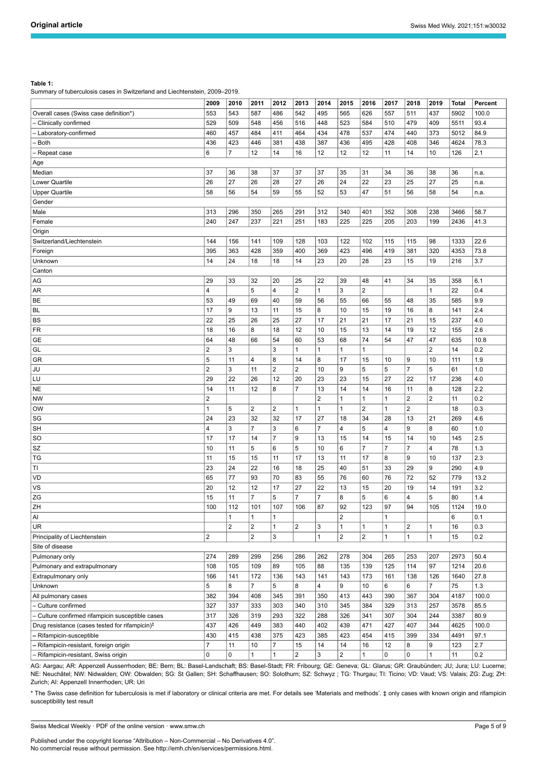**Table 1:**
Summary of tuberculosis cases in Switzerland and Liechtenstein, 2009–2019.

| | 2009 | 2010 | 2011 | 2012 | 2013 | 2014 | 2015 | 2016 | 2017 | 2018 | 2019 | Total | Percent |
|---|---|---|---|---|---|---|---|---|---|---|---|---|---|
| Overall cases (Swiss case definition*) | 553 | 543 | 587 | 486 | 542 | 495 | 565 | 626 | 557 | 511 | 437 | 5902 | 100.0 |
| – Clinically confirmed | 529 | 509 | 548 | 456 | 516 | 448 | 523 | 584 | 510 | 479 | 409 | 5511 | 93.4 |
| – Laboratory-confirmed | 460 | 457 | 484 | 411 | 464 | 434 | 478 | 537 | 474 | 440 | 373 | 5012 | 84.9 |
| – Both | 436 | 423 | 446 | 381 | 438 | 387 | 436 | 495 | 428 | 408 | 346 | 4624 | 78.3 |
| – Repeat case | 6 | 7 | 12 | 14 | 16 | 12 | 12 | 12 | 11 | 14 | 10 | 126 | 2.1 |
| Age | | | | | | | | | | | | | |
| Median | 37 | 36 | 38 | 37 | 37 | 37 | 35 | 31 | 34 | 36 | 38 | 36 | n.a. |
| Lower Quartile | 26 | 27 | 26 | 28 | 27 | 26 | 24 | 22 | 23 | 25 | 27 | 25 | n.a. |
| Upper Quartile | 58 | 56 | 54 | 59 | 55 | 52 | 53 | 47 | 51 | 56 | 58 | 54 | n.a. |
| Gender | | | | | | | | | | | | | |
| Male | 313 | 296 | 350 | 265 | 291 | 312 | 340 | 401 | 352 | 308 | 238 | 3466 | 58.7 |
| Female | 240 | 247 | 237 | 221 | 251 | 183 | 225 | 225 | 205 | 203 | 199 | 2436 | 41.3 |
| Origin | | | | | | | | | | | | | |
| Switzerland/Liechtenstein | 144 | 156 | 141 | 109 | 128 | 103 | 122 | 102 | 115 | 115 | 98 | 1333 | 22.6 |
| Foreign | 395 | 363 | 428 | 359 | 400 | 369 | 423 | 496 | 419 | 381 | 320 | 4353 | 73.8 |
| Unknown | 14 | 24 | 18 | 18 | 14 | 23 | 20 | 28 | 23 | 15 | 19 | 216 | 3.7 |
| Canton | | | | | | | | | | | | | |
| AG | 29 | 33 | 32 | 20 | 25 | 22 | 39 | 48 | 41 | 34 | 35 | 358 | 6.1 |
| AR | 4 | | 5 | 4 | 2 | 1 | 3 | 2 | | | 1 | 22 | 0.4 |
| BE | 53 | 49 | 69 | 40 | 59 | 56 | 55 | 66 | 55 | 48 | 35 | 585 | 9.9 |
| BL | 17 | 9 | 13 | 11 | 15 | 8 | 10 | 15 | 19 | 16 | 8 | 141 | 2.4 |
| BS | 22 | 25 | 26 | 25 | 27 | 17 | 21 | 21 | 17 | 21 | 15 | 237 | 4.0 |
| FR | 18 | 16 | 8 | 18 | 12 | 10 | 15 | 13 | 14 | 19 | 12 | 155 | 2.6 |
| GE | 64 | 48 | 66 | 54 | 60 | 53 | 68 | 74 | 54 | 47 | 47 | 635 | 10.8 |
| GL | 2 | 3 | | 3 | 1 | 1 | 1 | 1 | | | 2 | 14 | 0.2 |
| GR | 5 | 11 | 4 | 8 | 14 | 8 | 17 | 15 | 10 | 9 | 10 | 111 | 1.9 |
| JU | 2 | 3 | 11 | 2 | 2 | 10 | 9 | 5 | 5 | 7 | 5 | 61 | 1.0 |
| LU | 29 | 22 | 26 | 12 | 20 | 23 | 23 | 15 | 27 | 22 | 17 | 236 | 4.0 |
| NE | 14 | 11 | 12 | 8 | 7 | 13 | 14 | 14 | 16 | 11 | 8 | 128 | 2.2 |
| NW | 2 | | | | | 2 | 1 | 1 | 1 | 2 | 2 | 11 | 0.2 |
| OW | 1 | 5 | 2 | 2 | 1 | 1 | 1 | 2 | 1 | 2 | | 18 | 0.3 |
| SG | 24 | 23 | 32 | 32 | 17 | 27 | 18 | 34 | 28 | 13 | 21 | 269 | 4.6 |
| SH | 4 | 3 | 7 | 3 | 6 | 7 | 4 | 5 | 4 | 9 | 8 | 60 | 1.0 |
| SO | 17 | 17 | 14 | 7 | 9 | 13 | 15 | 14 | 15 | 14 | 10 | 145 | 2.5 |
| SZ | 10 | 11 | 5 | 6 | 5 | 10 | 6 | 7 | 7 | 7 | 4 | 78 | 1.3 |
| TG | 11 | 15 | 15 | 11 | 17 | 13 | 11 | 17 | 8 | 9 | 10 | 137 | 2.3 |
| TI | 23 | 24 | 22 | 16 | 18 | 25 | 40 | 51 | 33 | 29 | 9 | 290 | 4.9 |
| VD | 65 | 77 | 93 | 70 | 83 | 55 | 76 | 60 | 76 | 72 | 52 | 779 | 13.2 |
| VS | 20 | 12 | 12 | 17 | 27 | 22 | 13 | 15 | 20 | 19 | 14 | 191 | 3.2 |
| ZG | 15 | 11 | 7 | 5 | 7 | 7 | 8 | 5 | 6 | 4 | 5 | 80 | 1.4 |
| ZH | 100 | 112 | 101 | 107 | 106 | 87 | 92 | 123 | 97 | 94 | 105 | 1124 | 19.0 |
| AI | | 1 | 1 | 1 | | | 2 | | 1 | | | 6 | 0.1 |
| UR | | 2 | 2 | 1 | 2 | 3 | 1 | 1 | 1 | 2 | 1 | 16 | 0.3 |
| Principality of Liechtenstein | 2 | | 2 | 3 | | 1 | 2 | 2 | 1 | 1 | 1 | 15 | 0.2 |
| Site of disease | | | | | | | | | | | | | |
| Pulmonary only | 274 | 289 | 299 | 256 | 286 | 262 | 278 | 304 | 265 | 253 | 207 | 2973 | 50.4 |
| Pulmonary and extrapulmonary | 108 | 105 | 109 | 89 | 105 | 88 | 135 | 139 | 125 | 114 | 97 | 1214 | 20.6 |
| Extrapulmonary only | 166 | 141 | 172 | 136 | 143 | 141 | 143 | 173 | 161 | 138 | 126 | 1640 | 27.8 |
| Unknown | 5 | 8 | 7 | 5 | 8 | 4 | 9 | 10 | 6 | 6 | 7 | 75 | 1.3 |
| All pulmonary cases | 382 | 394 | 408 | 345 | 391 | 350 | 413 | 443 | 390 | 367 | 304 | 4187 | 100.0 |
| – Culture confirmed | 327 | 337 | 333 | 303 | 340 | 310 | 345 | 384 | 329 | 313 | 257 | 3578 | 85.5 |
| – Culture confirmed rifampicin susceptible cases | 317 | 326 | 319 | 293 | 322 | 288 | 326 | 341 | 307 | 304 | 244 | 3387 | 80.9 |
| Drug resistance (cases tested for rifampicin)‡ | 437 | 426 | 449 | 383 | 440 | 402 | 439 | 471 | 427 | 407 | 344 | 4625 | 100.0 |
| **–** Rifampicin-susceptible | 430 | 415 | 438 | 375 | 423 | 385 | 423 | 454 | 415 | 399 | 334 | 4491 | 97.1 |
| **–** Rifampicin-resistant, foreign origin | 7 | 11 | 10 | 7 | 15 | 14 | 14 | 16 | 12 | 8 | 9 | 123 | 2.7 |
| – Rifampicin-resistant, Swiss origin | 0 | 0 | 1 | 1 | 2 | 3 | 2 | 1 | 0 | 0 | 1 | 11 | 0.2 |

AG: Aargau; AR: Appenzell Ausserrhoden; BE: Bern; BL: Basel-Landschaft; BS: Basel-Stadt; FR: Fribourg; GE: Geneva; GL: Glarus; GR: Graubünden; JU; Jura; LU: Lucerne; NE: Neuchâtel; NW: Nidwalden; OW: Obwalden; SG: St Gallen; SH: Schaffhausen; SO: Solothurn; SZ: Schwyz ; TG: Thurgau; TI: Ticino; VD: Vaud; VS: Valais; ZG: Zug; ZH: Zurich; AI: Appenzell Innerrhoden; UR: Uri

* The Swiss case definition for tuberculosis is met if laboratory or clinical criteria are met. For details see 'Materials and methods'. ‡ only cases with known origin and rifampicin susceptibility test result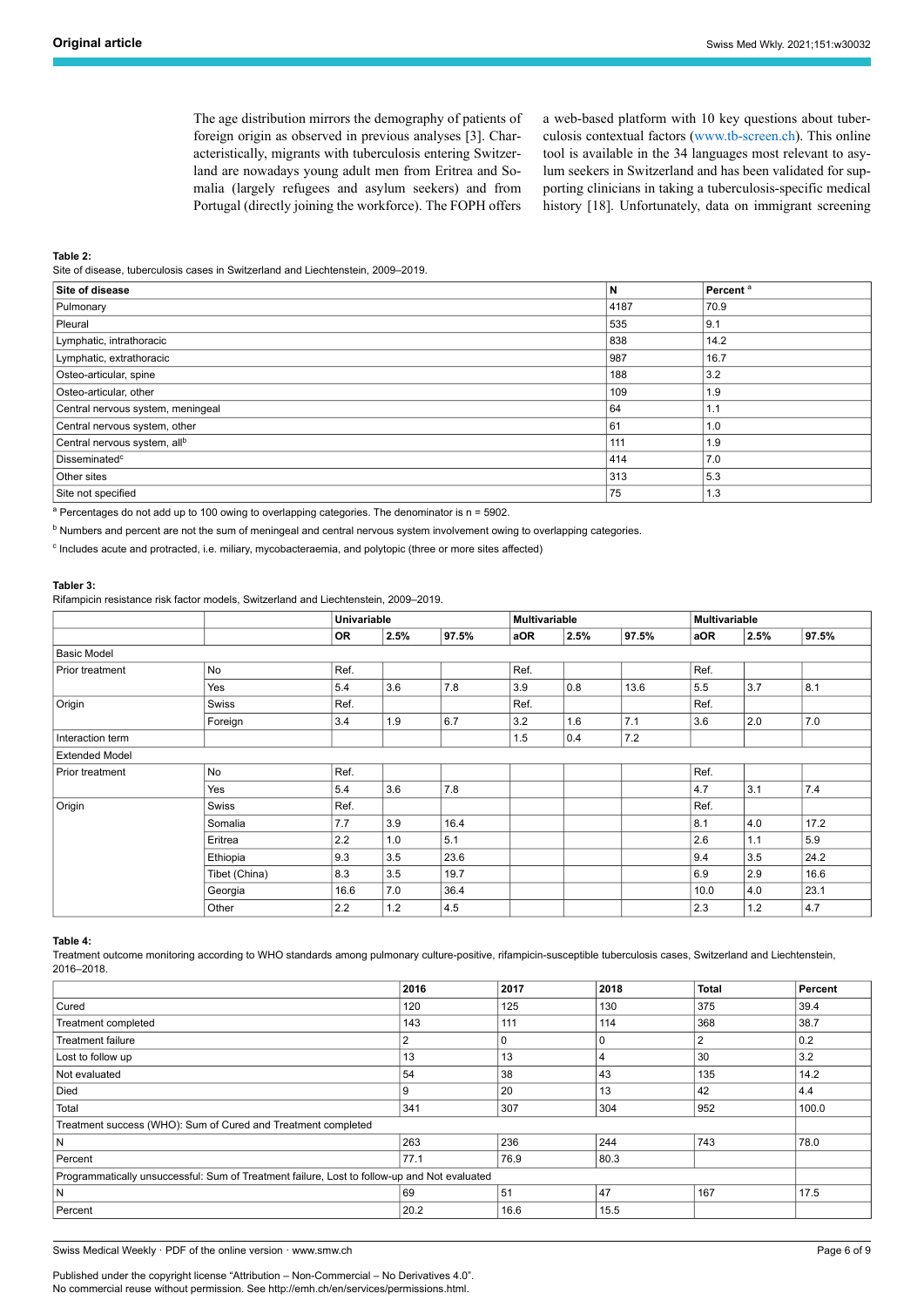The age distribution mirrors the demography of patients of foreign origin as observed in previous analyses [3]. Characteristically, migrants with tuberculosis entering Switzerland are nowadays young adult men from Eritrea and Somalia (largely refugees and asylum seekers) and from Portugal (directly joining the workforce). The FOPH offers a web-based platform with 10 key questions about tuberculosis contextual factors (www.tb-screen.ch). This online tool is available in the 34 languages most relevant to asylum seekers in Switzerland and has been validated for supporting clinicians in taking a tuberculosis-specific medical history [18]. Unfortunately, data on immigrant screening

**Table 2:**
Site of disease, tuberculosis cases in Switzerland and Liechtenstein, 2009–2019.

| Site of disease | N | Percent [a] |
|---|---|---|
| Pulmonary | 4187 | 70.9 |
| Pleural | 535 | 9.1 |
| Lymphatic, intrathoracic | 838 | 14.2 |
| Lymphatic, extrathoracic | 987 | 16.7 |
| Osteo-articular, spine | 188 | 3.2 |
| Osteo-articular, other | 109 | 1.9 |
| Central nervous system, meningeal | 64 | 1.1 |
| Central nervous system, other | 61 | 1.0 |
| Central nervous system, all[b] | 111 | 1.9 |
| Disseminated[c] | 414 | 7.0 |
| Other sites | 313 | 5.3 |
| Site not specified | 75 | 1.3 |

[a] Percentages do not add up to 100 owing to overlapping categories. The denominator is n = 5902.

[b] Numbers and percent are not the sum of meningeal and central nervous system involvement owing to overlapping categories.

[c] Includes acute and protracted, i.e. miliary, mycobacteraemia, and polytopic (three or more sites affected)

**Tabler 3:**
Rifampicin resistance risk factor models, Switzerland and Liechtenstein, 2009–2019.

| | | Univariable | | | Multivariable | | | Multivariable | | |
|---|---|---|---|---|---|---|---|---|---|---|
| | | OR | 2.5% | 97.5% | aOR | 2.5% | 97.5% | aOR | 2.5% | 97.5% |
| Basic Model | | | | | | | | | | |
| Prior treatment | No | Ref. | | | Ref. | | | Ref. | | |
| | Yes | 5.4 | 3.6 | 7.8 | 3.9 | 0.8 | 13.6 | 5.5 | 3.7 | 8.1 |
| Origin | Swiss | Ref. | | | Ref. | | | Ref. | | |
| | Foreign | 3.4 | 1.9 | 6.7 | 3.2 | 1.6 | 7.1 | 3.6 | 2.0 | 7.0 |
| Interaction term | | | | | 1.5 | 0.4 | 7.2 | | | |
| Extended Model | | | | | | | | | | |
| Prior treatment | No | Ref. | | | | | | Ref. | | |
| | Yes | 5.4 | 3.6 | 7.8 | | | | 4.7 | 3.1 | 7.4 |
| Origin | Swiss | Ref. | | | | | | Ref. | | |
| | Somalia | 7.7 | 3.9 | 16.4 | | | | 8.1 | 4.0 | 17.2 |
| | Eritrea | 2.2 | 1.0 | 5.1 | | | | 2.6 | 1.1 | 5.9 |
| | Ethiopia | 9.3 | 3.5 | 23.6 | | | | 9.4 | 3.5 | 24.2 |
| | Tibet (China) | 8.3 | 3.5 | 19.7 | | | | 6.9 | 2.9 | 16.6 |
| | Georgia | 16.6 | 7.0 | 36.4 | | | | 10.0 | 4.0 | 23.1 |
| | Other | 2.2 | 1.2 | 4.5 | | | | 2.3 | 1.2 | 4.7 |

**Table 4:**
Treatment outcome monitoring according to WHO standards among pulmonary culture-positive, rifampicin-susceptible tuberculosis cases, Switzerland and Liechtenstein, 2016–2018.

| | 2016 | 2017 | 2018 | Total | Percent |
|---|---|---|---|---|---|
| Cured | 120 | 125 | 130 | 375 | 39.4 |
| Treatment completed | 143 | 111 | 114 | 368 | 38.7 |
| Treatment failure | 2 | 0 | 0 | 2 | 0.2 |
| Lost to follow up | 13 | 13 | 4 | 30 | 3.2 |
| Not evaluated | 54 | 38 | 43 | 135 | 14.2 |
| Died | 9 | 20 | 13 | 42 | 4.4 |
| Total | 341 | 307 | 304 | 952 | 100.0 |
| Treatment success (WHO): Sum of Cured and Treatment completed | | | | | |
| N | 263 | 236 | 244 | 743 | 78.0 |
| Percent | 77.1 | 76.9 | 80.3 | | |
| Programmatically unsuccessful: Sum of Treatment failure, Lost to follow-up and Not evaluated | | | | | |
| N | 69 | 51 | 47 | 167 | 17.5 |
| Percent | 20.2 | 16.6 | 15.5 | | |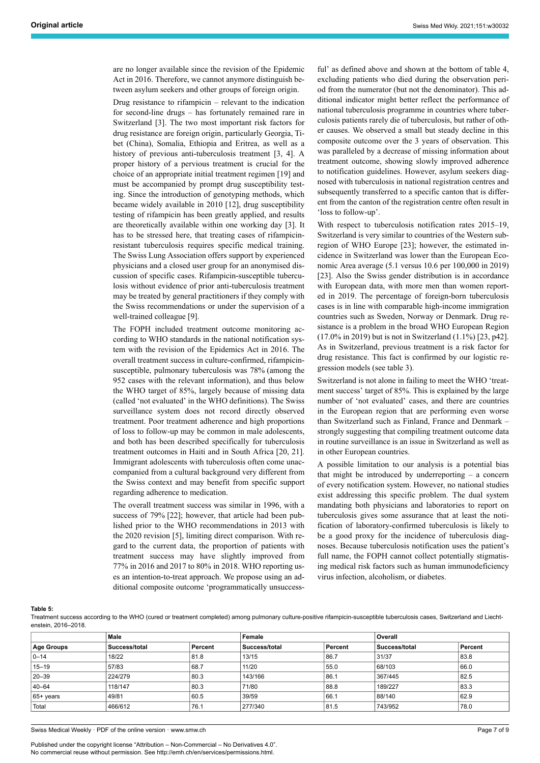are no longer available since the revision of the Epidemic Act in 2016. Therefore, we cannot anymore distinguish between asylum seekers and other groups of foreign origin.

Drug resistance to rifampicin – relevant to the indication for second-line drugs – has fortunately remained rare in Switzerland [3]. The two most important risk factors for drug resistance are foreign origin, particularly Georgia, Tibet (China), Somalia, Ethiopia and Eritrea, as well as a history of previous anti-tuberculosis treatment [3, 4]. A proper history of a pervious treatment is crucial for the choice of an appropriate initial treatment regimen [19] and must be accompanied by prompt drug susceptibility testing. Since the introduction of genotyping methods, which became widely available in 2010 [12], drug susceptibility testing of rifampicin has been greatly applied, and results are theoretically available within one working day [3]. It has to be stressed here, that treating cases of rifampicin-resistant tuberculosis requires specific medical training. The Swiss Lung Association offers support by experienced physicians and a closed user group for an anonymised discussion of specific cases. Rifampicin-susceptible tuberculosis without evidence of prior anti-tuberculosis treatment may be treated by general practitioners if they comply with the Swiss recommendations or under the supervision of a well-trained colleague [9].

The FOPH included treatment outcome monitoring according to WHO standards in the national notification system with the revision of the Epidemics Act in 2016. The overall treatment success in culture-confirmed, rifampicin-susceptible, pulmonary tuberculosis was 78% (among the 952 cases with the relevant information), and thus below the WHO target of 85%, largely because of missing data (called 'not evaluated' in the WHO definitions). The Swiss surveillance system does not record directly observed treatment. Poor treatment adherence and high proportions of loss to follow-up may be common in male adolescents, and both has been described specifically for tuberculosis treatment outcomes in Haiti and in South Africa [20, 21]. Immigrant adolescents with tuberculosis often come unaccompanied from a cultural background very different from the Swiss context and may benefit from specific support regarding adherence to medication.

The overall treatment success was similar in 1996, with a success of 79% [22]; however, that article had been published prior to the WHO recommendations in 2013 with the 2020 revision [5], limiting direct comparison. With regard to the current data, the proportion of patients with treatment success may have slightly improved from 77% in 2016 and 2017 to 80% in 2018. WHO reporting uses an intention-to-treat approach. We propose using an additional composite outcome 'programmatically unsuccessful' as defined above and shown at the bottom of table 4, excluding patients who died during the observation period from the numerator (but not the denominator). This additional indicator might better reflect the performance of national tuberculosis programme in countries where tuberculosis patients rarely die of tuberculosis, but rather of other causes. We observed a small but steady decline in this composite outcome over the 3 years of observation. This was paralleled by a decrease of missing information about treatment outcome, showing slowly improved adherence to notification guidelines. However, asylum seekers diagnosed with tuberculosis in national registration centres and subsequently transferred to a specific canton that is different from the canton of the registration centre often result in 'loss to follow-up'.

With respect to tuberculosis notification rates 2015–19, Switzerland is very similar to countries of the Western subregion of WHO Europe [23]; however, the estimated incidence in Switzerland was lower than the European Economic Area average (5.1 versus 10.6 per 100,000 in 2019) [23]. Also the Swiss gender distribution is in accordance with European data, with more men than women reported in 2019. The percentage of foreign-born tuberculosis cases is in line with comparable high-income immigration countries such as Sweden, Norway or Denmark. Drug resistance is a problem in the broad WHO European Region (17.0% in 2019) but is not in Switzerland (1.1%) [23, p42]. As in Switzerland, previous treatment is a risk factor for drug resistance. This fact is confirmed by our logistic regression models (see table 3).

Switzerland is not alone in failing to meet the WHO 'treatment success' target of 85%. This is explained by the large number of 'not evaluated' cases, and there are countries in the European region that are performing even worse than Switzerland such as Finland, France and Denmark – strongly suggesting that compiling treatment outcome data in routine surveillance is an issue in Switzerland as well as in other European countries.

A possible limitation to our analysis is a potential bias that might be introduced by underreporting – a concern of every notification system. However, no national studies exist addressing this specific problem. The dual system mandating both physicians and laboratories to report on tuberculosis gives some assurance that at least the notification of laboratory-confirmed tuberculosis is likely to be a good proxy for the incidence of tuberculosis diagnoses. Because tuberculosis notification uses the patient's full name, the FOPH cannot collect potentially stigmatising medical risk factors such as human immunodeficiency virus infection, alcoholism, or diabetes.

**Table 5:**

Treatment success according to the WHO (cured or treatment completed) among pulmonary culture-positive rifampicin-susceptible tuberculosis cases, Switzerland and Liechtenstein, 2016–2018.

| | Male | | Female | | Overall | |
|---|---|---|---|---|---|---|
| Age Groups | Success/total | Percent | Success/total | Percent | Success/total | Percent |
| 0–14 | 18/22 | 81.8 | 13/15 | 86.7 | 31/37 | 83.8 |
| 15–19 | 57/83 | 68.7 | 11/20 | 55.0 | 68/103 | 66.0 |
| 20–39 | 224/279 | 80.3 | 143/166 | 86.1 | 367/445 | 82.5 |
| 40–64 | 118/147 | 80.3 | 71/80 | 88.8 | 189/227 | 83.3 |
| 65+ years | 49/81 | 60.5 | 39/59 | 66.1 | 88/140 | 62.9 |
| Total | 466/612 | 76.1 | 277/340 | 81.5 | 743/952 | 78.0 |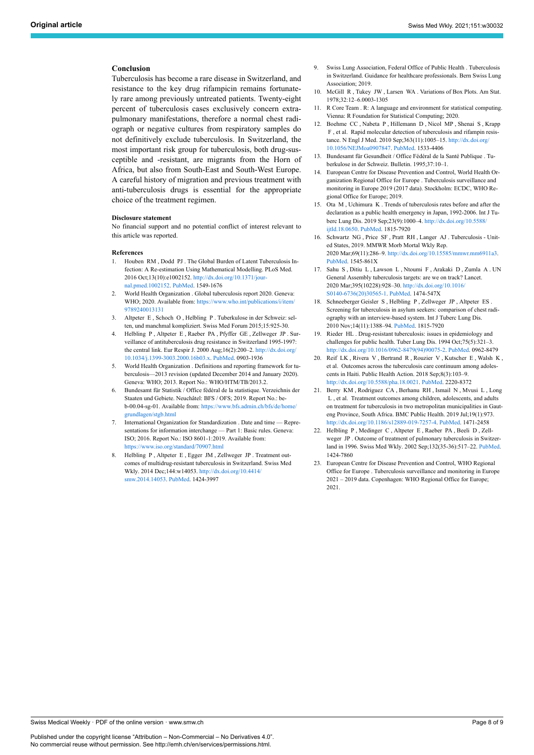## Conclusion

Tuberculosis has become a rare disease in Switzerland, and resistance to the key drug rifampicin remains fortunately rare among previously untreated patients. Twenty-eight percent of tuberculosis cases exclusively concern extrapulmonary manifestations, therefore a normal chest radiograph or negative cultures from respiratory samples do not definitively exclude tuberculosis. In Switzerland, the most important risk group for tuberculosis, both drug-susceptible and -resistant, are migrants from the Horn of Africa, but also from South-East and South-West Europe. A careful history of migration and previous treatment with anti-tuberculosis drugs is essential for the appropriate choice of the treatment regimen.

### Disclosure statement

No financial support and no potential conflict of interest relevant to this article was reported.

### References

1. Houben RM , Dodd PJ . The Global Burden of Latent Tuberculosis Infection: A Re-estimation Using Mathematical Modelling. PLoS Med. 2016 Oct;13(10):e1002152. http://dx.doi.org/10.1371/journal.pmed.1002152. PubMed. 1549-1676
2. World Health Organization . Global tuberculosis report 2020. Geneva: WHO; 2020. Available from: https://www.who.int/publications/i/item/9789240013131
3. Altpeter E , Schoch O , Helbling P . Tuberkulose in der Schweiz: selten, und manchmal kompliziert. Swiss Med Forum 2015;15:925-30.
4. Helbling P , Altpeter E , Raeber PA , Pfyffer GE , Zellweger JP . Surveillance of antituberculosis drug resistance in Switzerland 1995-1997: the central link. Eur Respir J. 2000 Aug;16(2):200–2. http://dx.doi.org/10.1034/j.1399-3003.2000.16b03.x. PubMed. 0903-1936
5. World Health Organization . Definitions and reporting framework for tuberculosis—2013 revision (updated December 2014 and January 2020). Geneva: WHO; 2013. Report No.: WHO/HTM/TB/2013.2.
6. Bundesamt für Statistik / Office fédéral de la statistique. Verzeichnis der Staaten und Gebiete. Neuchâtel: BFS / OFS; 2019. Report No.: be-b-00.04-sg-01. Available from: https://www.bfs.admin.ch/bfs/de/home/grundlagen/stgb.html
7. International Organization for Standardization . Date and time — Representations for information interchange — Part 1: Basic rules. Geneva: ISO; 2016. Report No.: ISO 8601-1:2019. Available from: https://www.iso.org/standard/70907.html
8. Helbling P , Altpeter E , Egger JM , Zellweger JP . Treatment outcomes of multidrug-resistant tuberculosis in Switzerland. Swiss Med Wkly. 2014 Dec;144:w14053. http://dx.doi.org/10.4414/smw.2014.14053. PubMed. 1424-3997
9. Swiss Lung Association, Federal Office of Public Health . Tuberculosis in Switzerland. Guidance for healthcare professionals. Bern Swiss Lung Association; 2019.
10. McGill R , Tukey JW , Larsen WA . Variations of Box Plots. Am Stat. 1978;32:12–6.0003-1305
11. R Core Team . R: A language and environment for statistical computing. Vienna: R Foundation for Statistical Computing; 2020.
12. Boehme CC , Nabeta P , Hillemann D , Nicol MP , Shenai S , Krapp F , et al. Rapid molecular detection of tuberculosis and rifampin resistance. N Engl J Med. 2010 Sep;363(11):1005–15. http://dx.doi.org/10.1056/NEJMoa0907847. PubMed. 1533-4406
13. Bundesamt für Gesundheit / Office Fédéral de la Santé Publique . Tuberkulose in der Schweiz. Bulletin. 1995;37:10–1.
14. European Centre for Disease Prevention and Control, World Health Organization Regional Office for Europe . Tuberculosis surveillance and monitoring in Europe 2019 (2017 data). Stockholm: ECDC, WHO Regional Office for Europe; 2019.
15. Ota M , Uchimura K . Trends of tuberculosis rates before and after the declaration as a public health emergency in Japan, 1992-2006. Int J Tuberc Lung Dis. 2019 Sep;23(9):1000–4. http://dx.doi.org/10.5588/ijtld.18.0650. PubMed. 1815-7920
16. Schwartz NG , Price SF , Pratt RH , Langer AJ . Tuberculosis - United States, 2019. MMWR Morb Mortal Wkly Rep. 2020 Mar;69(11):286–9. http://dx.doi.org/10.15585/mmwr.mm6911a3. PubMed. 1545-861X
17. Sahu S , Ditiu L , Lawson L , Ntoumi F , Arakaki D , Zumla A . UN General Assembly tuberculosis targets: are we on track? Lancet. 2020 Mar;395(10228):928–30. http://dx.doi.org/10.1016/S0140-6736(20)30565-1. PubMed. 1474-547X
18. Schneeberger Geisler S , Helbling P , Zellweger JP , Altpeter ES . Screening for tuberculosis in asylum seekers: comparison of chest radiography with an interview-based system. Int J Tuberc Lung Dis. 2010 Nov;14(11):1388–94. PubMed. 1815-7920
19. Rieder HL . Drug-resistant tuberculosis: issues in epidemiology and challenges for public health. Tuber Lung Dis. 1994 Oct;75(5):321–3. http://dx.doi.org/10.1016/0962-8479(94)90075-2. PubMed. 0962-8479
20. Reif LK , Rivera V , Bertrand R , Rouzier V , Kutscher E , Walsh K , et al. Outcomes across the tuberculosis care continuum among adolescents in Haiti. Public Health Action. 2018 Sep;8(3):103–9. http://dx.doi.org/10.5588/pha.18.0021. PubMed. 2220-8372
21. Berry KM , Rodriguez CA , Berhanu RH , Ismail N , Mvusi L , Long L , et al. Treatment outcomes among children, adolescents, and adults on treatment for tuberculosis in two metropolitan municipalities in Gauteng Province, South Africa. BMC Public Health. 2019 Jul;19(1):973. http://dx.doi.org/10.1186/s12889-019-7257-4. PubMed. 1471-2458
22. Helbling P , Medinger C , Altpeter E , Raeber PA , Beeli D , Zellweger JP . Outcome of treatment of pulmonary tuberculosis in Switzerland in 1996. Swiss Med Wkly. 2002 Sep;132(35-36):517–22. PubMed. 1424-7860
23. European Centre for Disease Prevention and Control, WHO Regional Office for Europe . Tuberculosis surveillance and monitoring in Europe 2021 – 2019 data. Copenhagen: WHO Regional Office for Europe; 2021.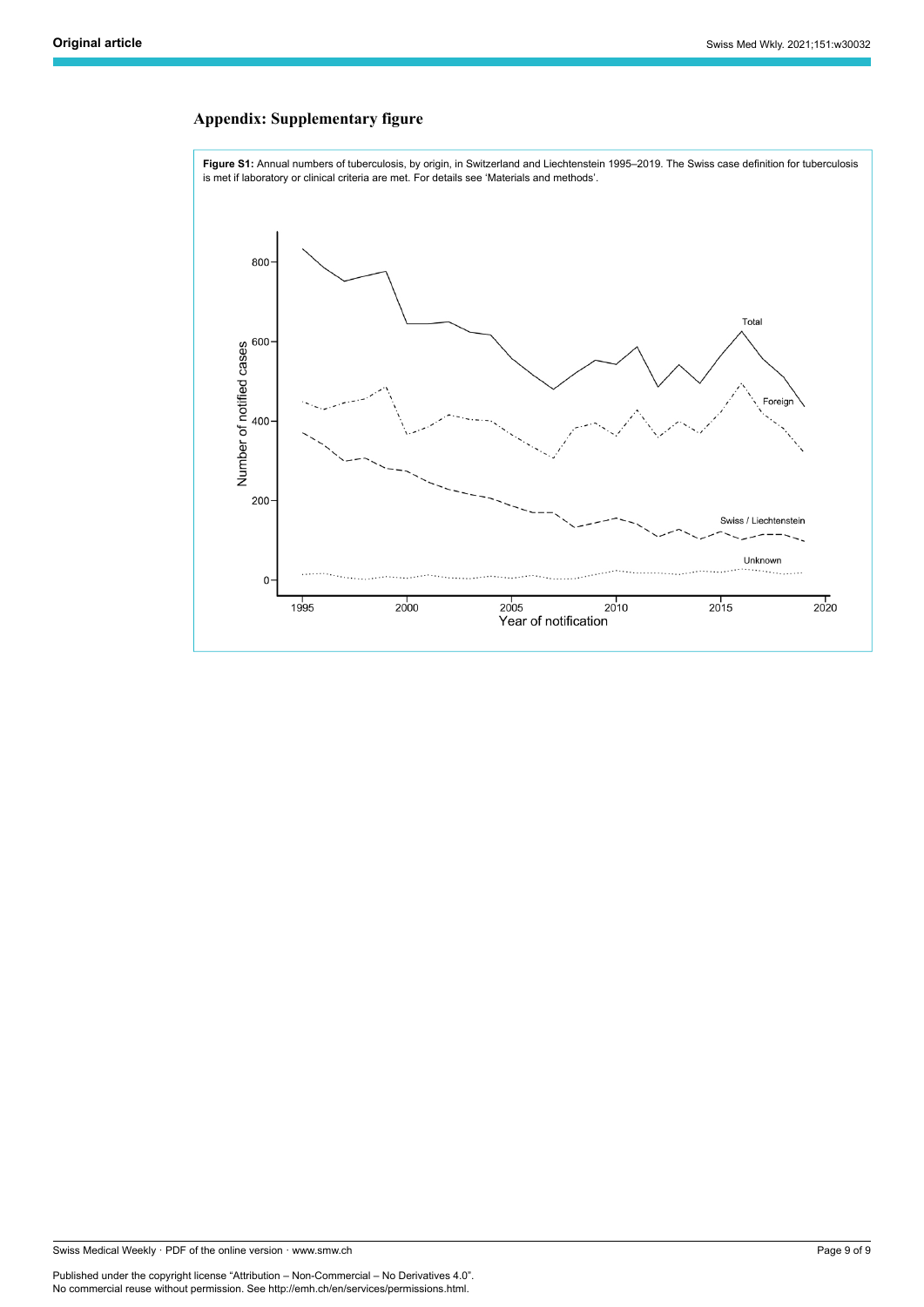## Appendix: Supplementary figure

**Figure S1:** Annual numbers of tuberculosis, by origin, in Switzerland and Liechtenstein 1995–2019. The Swiss case definition for tuberculosis is met if laboratory or clinical criteria are met. For details see 'Materials and methods'.

Number of notified cases

800
600
400
200
0

1995
2000
2005
2010
2015
2020

Year of notification

Total
Foreign
Swiss / Liechtenstein
Unknown

Published under the copyright license "Attribution – Non-Commercial – No Derivatives 4.0".
No commercial reuse without permission. See http://emh.ch/en/services/permissions.html.